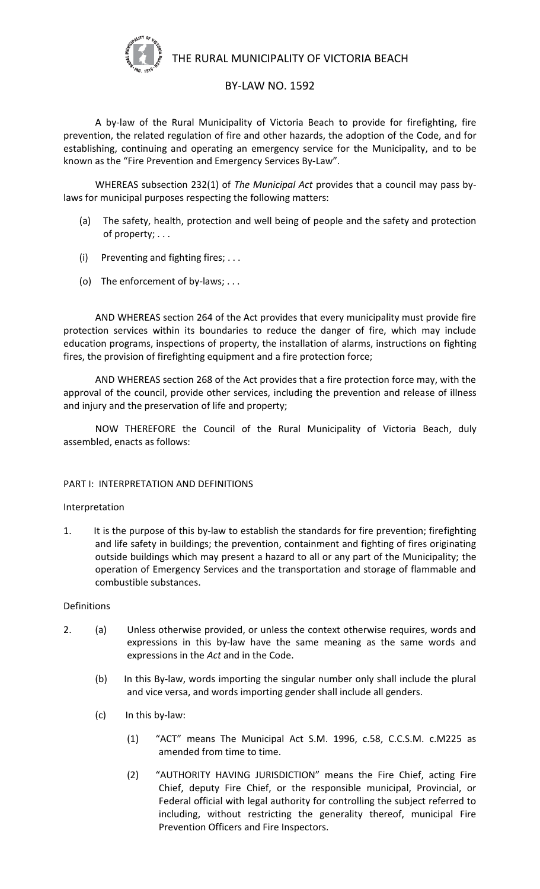# THE RURAL MUNICIPALITY OF VICTORIA BEACH

## BY-LAW NO. 1592

A by-law of the Rural Municipality of Victoria Beach to provide for firefighting, fire prevention, the related regulation of fire and other hazards, the adoption of the Code, and for establishing, continuing and operating an emergency service for the Municipality, and to be known as the "Fire Prevention and Emergency Services By-Law".

WHEREAS subsection 232(1) of *The Municipal Act* provides that a council may pass by-laws for municipal purposes respecting the following matters:

(a) The safety, health, protection and well being of people and the safety and protection of property; . . .

(i) Preventing and fighting fires; . . .

(o) The enforcement of by-laws; . . .

AND WHEREAS section 264 of the Act provides that every municipality must provide fire protection services within its boundaries to reduce the danger of fire, which may include education programs, inspections of property, the installation of alarms, instructions on fighting fires, the provision of firefighting equipment and a fire protection force;

AND WHEREAS section 268 of the Act provides that a fire protection force may, with the approval of the council, provide other services, including the prevention and release of illness and injury and the preservation of life and property;

NOW THEREFORE the Council of the Rural Municipality of Victoria Beach, duly assembled, enacts as follows:

### PART I: INTERPRETATION AND DEFINITIONS

Interpretation

1. It is the purpose of this by-law to establish the standards for fire prevention; firefighting and life safety in buildings; the prevention, containment and fighting of fires originating outside buildings which may present a hazard to all or any part of the Municipality; the operation of Emergency Services and the transportation and storage of flammable and combustible substances.

Definitions

2. (a) Unless otherwise provided, or unless the context otherwise requires, words and expressions in this by-law have the same meaning as the same words and expressions in the *Act* and in the Code.

   (b) In this By-law, words importing the singular number only shall include the plural and vice versa, and words importing gender shall include all genders.

   (c) In this by-law:

      (1) "ACT" means The Municipal Act S.M. 1996, c.58, C.C.S.M. c.M225 as amended from time to time.

      (2) "AUTHORITY HAVING JURISDICTION" means the Fire Chief, acting Fire Chief, deputy Fire Chief, or the responsible municipal, Provincial, or Federal official with legal authority for controlling the subject referred to including, without restricting the generality thereof, municipal Fire Prevention Officers and Fire Inspectors.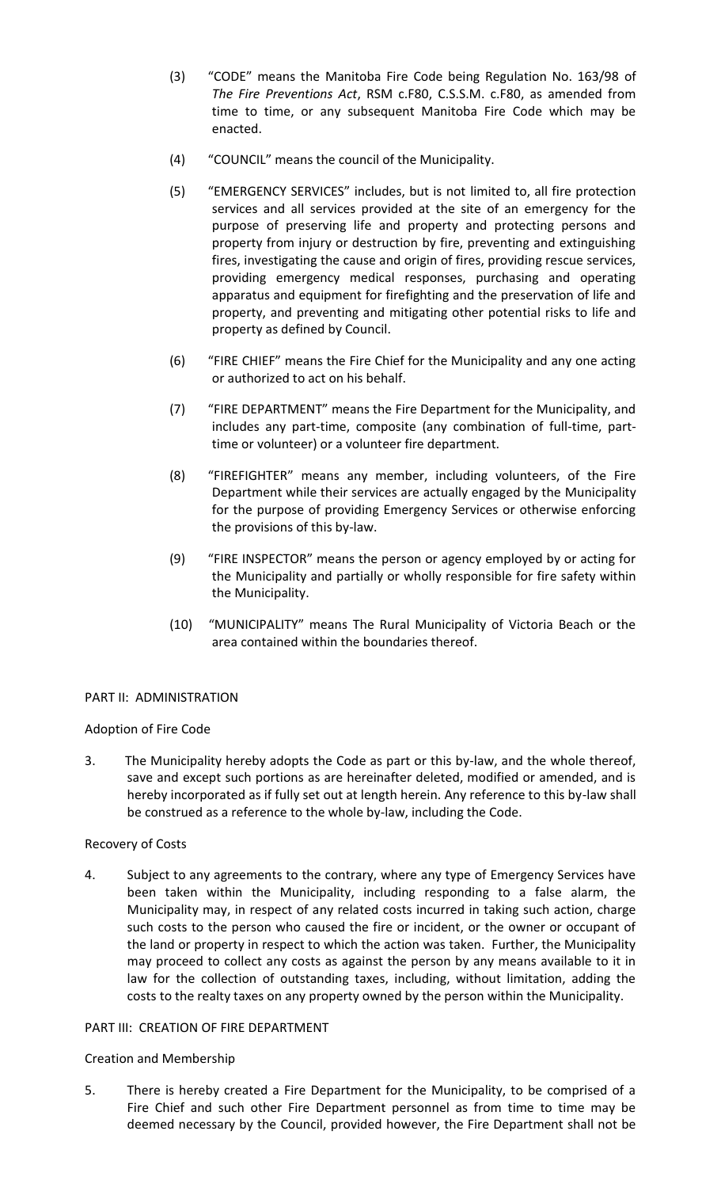(3) "CODE" means the Manitoba Fire Code being Regulation No. 163/98 of *The Fire Preventions Act*, RSM c.F80, C.S.S.M. c.F80, as amended from time to time, or any subsequent Manitoba Fire Code which may be enacted.

(4) "COUNCIL" means the council of the Municipality.

(5) "EMERGENCY SERVICES" includes, but is not limited to, all fire protection services and all services provided at the site of an emergency for the purpose of preserving life and property and protecting persons and property from injury or destruction by fire, preventing and extinguishing fires, investigating the cause and origin of fires, providing rescue services, providing emergency medical responses, purchasing and operating apparatus and equipment for firefighting and the preservation of life and property, and preventing and mitigating other potential risks to life and property as defined by Council.

(6) "FIRE CHIEF" means the Fire Chief for the Municipality and any one acting or authorized to act on his behalf.

(7) "FIRE DEPARTMENT" means the Fire Department for the Municipality, and includes any part-time, composite (any combination of full-time, part-time or volunteer) or a volunteer fire department.

(8) "FIREFIGHTER" means any member, including volunteers, of the Fire Department while their services are actually engaged by the Municipality for the purpose of providing Emergency Services or otherwise enforcing the provisions of this by-law.

(9) "FIRE INSPECTOR" means the person or agency employed by or acting for the Municipality and partially or wholly responsible for fire safety within the Municipality.

(10) "MUNICIPALITY" means The Rural Municipality of Victoria Beach or the area contained within the boundaries thereof.

PART II: ADMINISTRATION

Adoption of Fire Code

3. The Municipality hereby adopts the Code as part or this by-law, and the whole thereof, save and except such portions as are hereinafter deleted, modified or amended, and is hereby incorporated as if fully set out at length herein. Any reference to this by-law shall be construed as a reference to the whole by-law, including the Code.

Recovery of Costs

4. Subject to any agreements to the contrary, where any type of Emergency Services have been taken within the Municipality, including responding to a false alarm, the Municipality may, in respect of any related costs incurred in taking such action, charge such costs to the person who caused the fire or incident, or the owner or occupant of the land or property in respect to which the action was taken. Further, the Municipality may proceed to collect any costs as against the person by any means available to it in law for the collection of outstanding taxes, including, without limitation, adding the costs to the realty taxes on any property owned by the person within the Municipality.

PART III: CREATION OF FIRE DEPARTMENT

Creation and Membership

5. There is hereby created a Fire Department for the Municipality, to be comprised of a Fire Chief and such other Fire Department personnel as from time to time may be deemed necessary by the Council, provided however, the Fire Department shall not be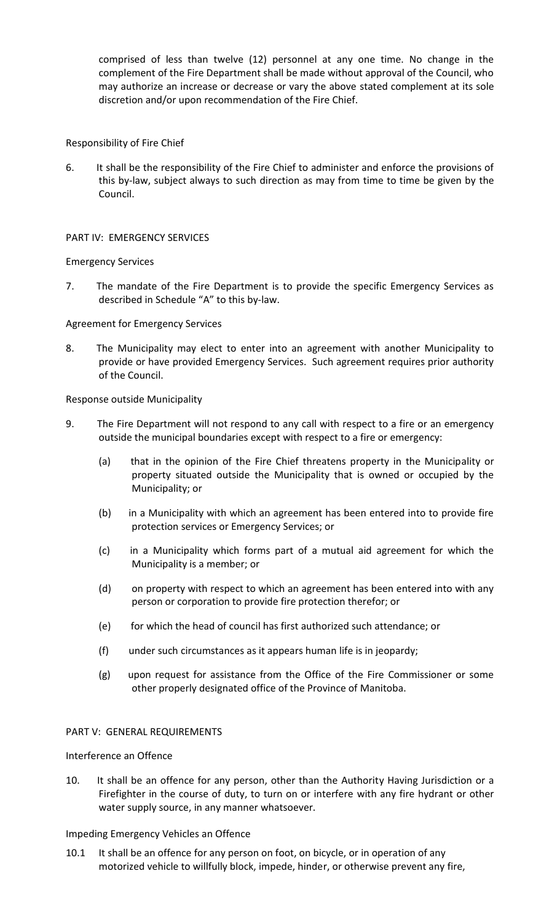comprised of less than twelve (12) personnel at any one time. No change in the complement of the Fire Department shall be made without approval of the Council, who may authorize an increase or decrease or vary the above stated complement at its sole discretion and/or upon recommendation of the Fire Chief.

Responsibility of Fire Chief

6. It shall be the responsibility of the Fire Chief to administer and enforce the provisions of this by-law, subject always to such direction as may from time to time be given by the Council.

## PART IV: EMERGENCY SERVICES

Emergency Services

7. The mandate of the Fire Department is to provide the specific Emergency Services as described in Schedule "A" to this by-law.

Agreement for Emergency Services

8. The Municipality may elect to enter into an agreement with another Municipality to provide or have provided Emergency Services. Such agreement requires prior authority of the Council.

Response outside Municipality

9. The Fire Department will not respond to any call with respect to a fire or an emergency outside the municipal boundaries except with respect to a fire or emergency:

   (a) that in the opinion of the Fire Chief threatens property in the Municipality or property situated outside the Municipality that is owned or occupied by the Municipality; or

   (b) in a Municipality with which an agreement has been entered into to provide fire protection services or Emergency Services; or

   (c) in a Municipality which forms part of a mutual aid agreement for which the Municipality is a member; or

   (d) on property with respect to which an agreement has been entered into with any person or corporation to provide fire protection therefor; or

   (e) for which the head of council has first authorized such attendance; or

   (f) under such circumstances as it appears human life is in jeopardy;

   (g) upon request for assistance from the Office of the Fire Commissioner or some other properly designated office of the Province of Manitoba.

## PART V: GENERAL REQUIREMENTS

Interference an Offence

10. It shall be an offence for any person, other than the Authority Having Jurisdiction or a Firefighter in the course of duty, to turn on or interfere with any fire hydrant or other water supply source, in any manner whatsoever.

Impeding Emergency Vehicles an Offence

10.1 It shall be an offence for any person on foot, on bicycle, or in operation of any motorized vehicle to willfully block, impede, hinder, or otherwise prevent any fire,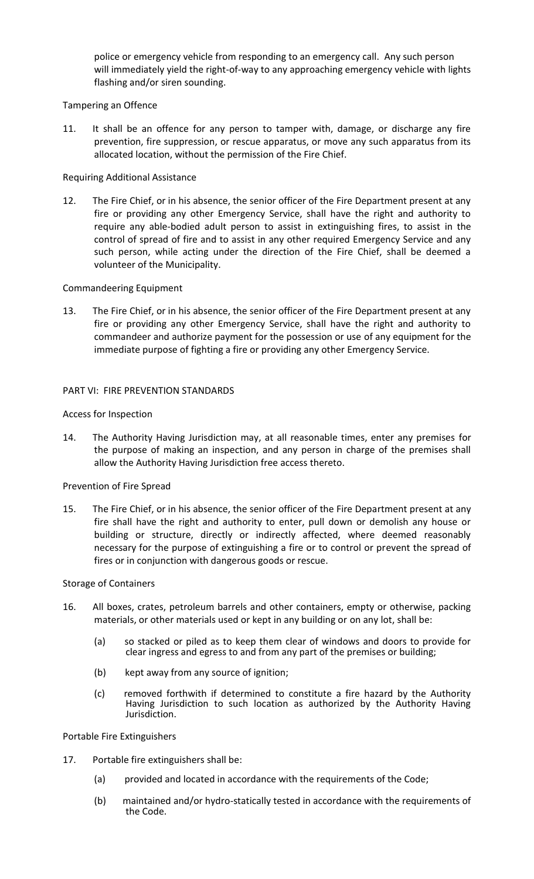police or emergency vehicle from responding to an emergency call. Any such person will immediately yield the right-of-way to any approaching emergency vehicle with lights flashing and/or siren sounding.

Tampering an Offence

11. It shall be an offence for any person to tamper with, damage, or discharge any fire prevention, fire suppression, or rescue apparatus, or move any such apparatus from its allocated location, without the permission of the Fire Chief.

Requiring Additional Assistance

12. The Fire Chief, or in his absence, the senior officer of the Fire Department present at any fire or providing any other Emergency Service, shall have the right and authority to require any able-bodied adult person to assist in extinguishing fires, to assist in the control of spread of fire and to assist in any other required Emergency Service and any such person, while acting under the direction of the Fire Chief, shall be deemed a volunteer of the Municipality.

Commandeering Equipment

13. The Fire Chief, or in his absence, the senior officer of the Fire Department present at any fire or providing any other Emergency Service, shall have the right and authority to commandeer and authorize payment for the possession or use of any equipment for the immediate purpose of fighting a fire or providing any other Emergency Service.

PART VI: FIRE PREVENTION STANDARDS

Access for Inspection

14. The Authority Having Jurisdiction may, at all reasonable times, enter any premises for the purpose of making an inspection, and any person in charge of the premises shall allow the Authority Having Jurisdiction free access thereto.

Prevention of Fire Spread

15. The Fire Chief, or in his absence, the senior officer of the Fire Department present at any fire shall have the right and authority to enter, pull down or demolish any house or building or structure, directly or indirectly affected, where deemed reasonably necessary for the purpose of extinguishing a fire or to control or prevent the spread of fires or in conjunction with dangerous goods or rescue.

Storage of Containers

16. All boxes, crates, petroleum barrels and other containers, empty or otherwise, packing materials, or other materials used or kept in any building or on any lot, shall be:

 (a) so stacked or piled as to keep them clear of windows and doors to provide for clear ingress and egress to and from any part of the premises or building;

 (b) kept away from any source of ignition;

 (c) removed forthwith if determined to constitute a fire hazard by the Authority Having Jurisdiction to such location as authorized by the Authority Having Jurisdiction.

Portable Fire Extinguishers

17. Portable fire extinguishers shall be:

 (a) provided and located in accordance with the requirements of the Code;

 (b) maintained and/or hydro-statically tested in accordance with the requirements of the Code.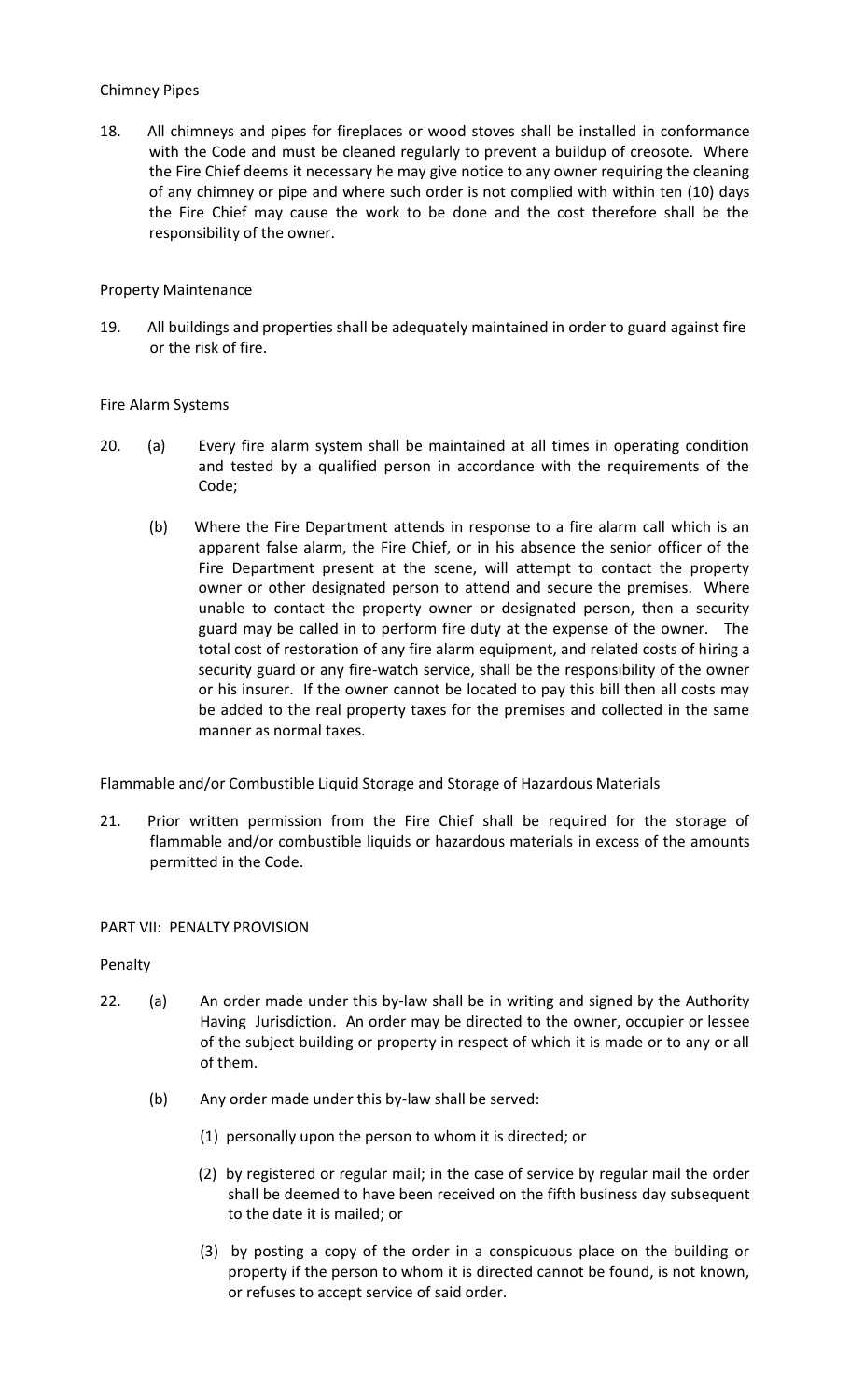Chimney Pipes

18. All chimneys and pipes for fireplaces or wood stoves shall be installed in conformance with the Code and must be cleaned regularly to prevent a buildup of creosote. Where the Fire Chief deems it necessary he may give notice to any owner requiring the cleaning of any chimney or pipe and where such order is not complied with within ten (10) days the Fire Chief may cause the work to be done and the cost therefore shall be the responsibility of the owner.

Property Maintenance

19. All buildings and properties shall be adequately maintained in order to guard against fire or the risk of fire.

Fire Alarm Systems

20. (a) Every fire alarm system shall be maintained at all times in operating condition and tested by a qualified person in accordance with the requirements of the Code;

(b) Where the Fire Department attends in response to a fire alarm call which is an apparent false alarm, the Fire Chief, or in his absence the senior officer of the Fire Department present at the scene, will attempt to contact the property owner or other designated person to attend and secure the premises. Where unable to contact the property owner or designated person, then a security guard may be called in to perform fire duty at the expense of the owner. The total cost of restoration of any fire alarm equipment, and related costs of hiring a security guard or any fire-watch service, shall be the responsibility of the owner or his insurer. If the owner cannot be located to pay this bill then all costs may be added to the real property taxes for the premises and collected in the same manner as normal taxes.

Flammable and/or Combustible Liquid Storage and Storage of Hazardous Materials

21. Prior written permission from the Fire Chief shall be required for the storage of flammable and/or combustible liquids or hazardous materials in excess of the amounts permitted in the Code.

## PART VII: PENALTY PROVISION

Penalty

22. (a) An order made under this by-law shall be in writing and signed by the Authority Having Jurisdiction. An order may be directed to the owner, occupier or lessee of the subject building or property in respect of which it is made or to any or all of them.

(b) Any order made under this by-law shall be served:

(1) personally upon the person to whom it is directed; or

(2) by registered or regular mail; in the case of service by regular mail the order shall be deemed to have been received on the fifth business day subsequent to the date it is mailed; or

(3) by posting a copy of the order in a conspicuous place on the building or property if the person to whom it is directed cannot be found, is not known, or refuses to accept service of said order.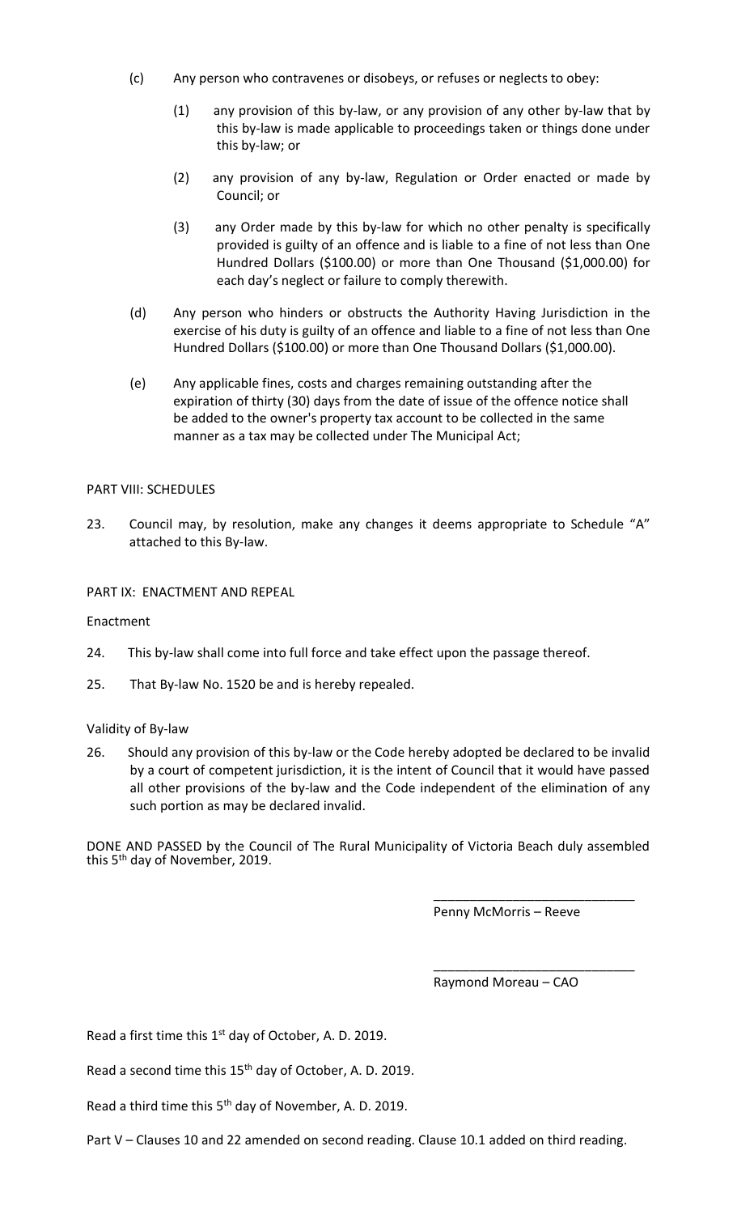(c) Any person who contravenes or disobeys, or refuses or neglects to obey:

(1) any provision of this by-law, or any provision of any other by-law that by this by-law is made applicable to proceedings taken or things done under this by-law; or

(2) any provision of any by-law, Regulation or Order enacted or made by Council; or

(3) any Order made by this by-law for which no other penalty is specifically provided is guilty of an offence and is liable to a fine of not less than One Hundred Dollars ($100.00) or more than One Thousand ($1,000.00) for each day's neglect or failure to comply therewith.

(d) Any person who hinders or obstructs the Authority Having Jurisdiction in the exercise of his duty is guilty of an offence and liable to a fine of not less than One Hundred Dollars ($100.00) or more than One Thousand Dollars ($1,000.00).

(e) Any applicable fines, costs and charges remaining outstanding after the expiration of thirty (30) days from the date of issue of the offence notice shall be added to the owner's property tax account to be collected in the same manner as a tax may be collected under The Municipal Act;

PART VIII: SCHEDULES

23. Council may, by resolution, make any changes it deems appropriate to Schedule "A" attached to this By-law.

PART IX: ENACTMENT AND REPEAL

Enactment

24. This by-law shall come into full force and take effect upon the passage thereof.

25. That By-law No. 1520 be and is hereby repealed.

Validity of By-law

26. Should any provision of this by-law or the Code hereby adopted be declared to be invalid by a court of competent jurisdiction, it is the intent of Council that it would have passed all other provisions of the by-law and the Code independent of the elimination of any such portion as may be declared invalid.

DONE AND PASSED by the Council of The Rural Municipality of Victoria Beach duly assembled this 5th day of November, 2019.

\_\_\_\_\_\_\_\_\_\_\_\_\_\_\_\_\_\_\_\_\_\_\_\_\_\_\_\_

Penny McMorris – Reeve

\_\_\_\_\_\_\_\_\_\_\_\_\_\_\_\_\_\_\_\_\_\_\_\_\_\_\_\_

Raymond Moreau – CAO

Read a first time this 1st day of October, A. D. 2019.

Read a second time this 15th day of October, A. D. 2019.

Read a third time this 5th day of November, A. D. 2019.

Part V – Clauses 10 and 22 amended on second reading. Clause 10.1 added on third reading.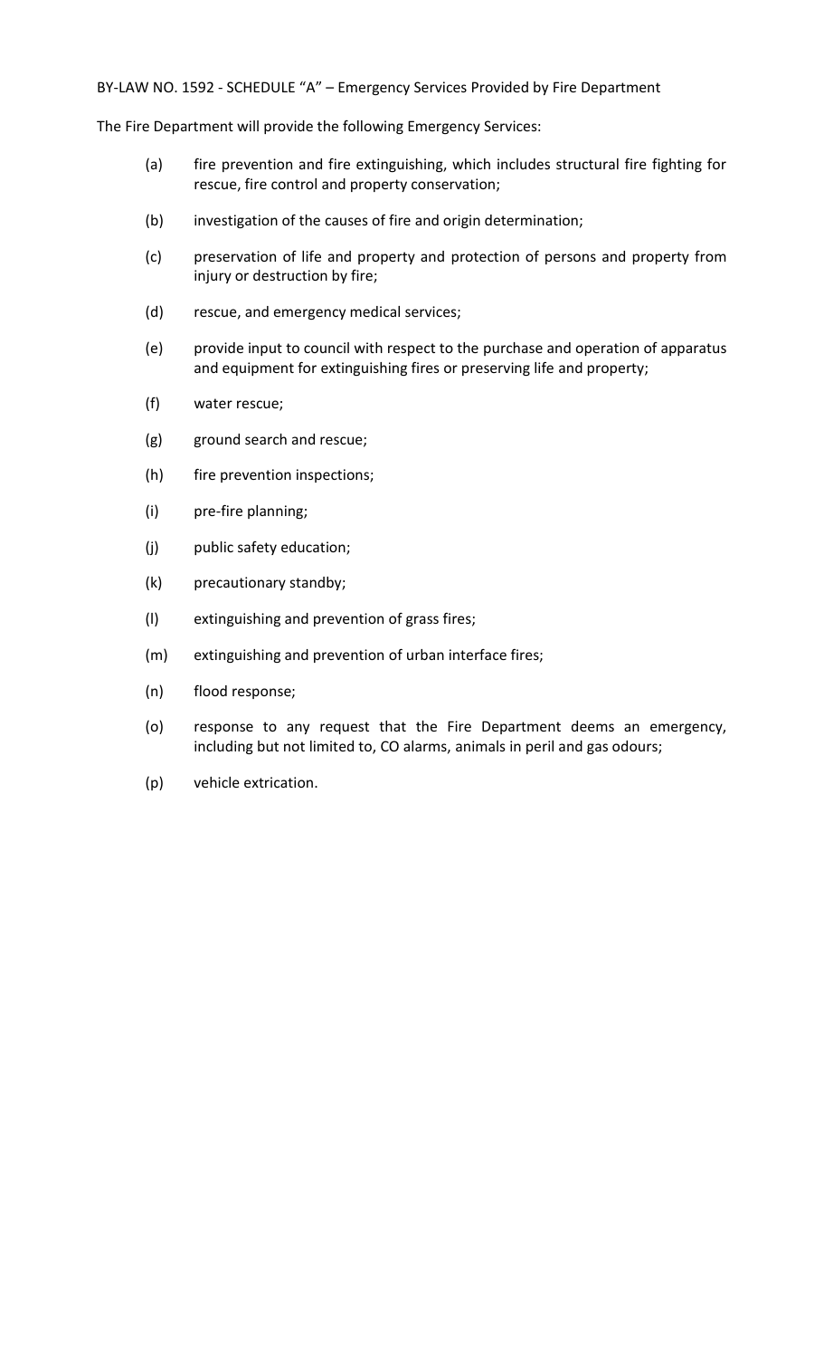BY-LAW NO. 1592 - SCHEDULE "A" – Emergency Services Provided by Fire Department

The Fire Department will provide the following Emergency Services:

(a) fire prevention and fire extinguishing, which includes structural fire fighting for rescue, fire control and property conservation;

(b) investigation of the causes of fire and origin determination;

(c) preservation of life and property and protection of persons and property from injury or destruction by fire;

(d) rescue, and emergency medical services;

(e) provide input to council with respect to the purchase and operation of apparatus and equipment for extinguishing fires or preserving life and property;

(f) water rescue;

(g) ground search and rescue;

(h) fire prevention inspections;

(i) pre-fire planning;

(j) public safety education;

(k) precautionary standby;

(l) extinguishing and prevention of grass fires;

(m) extinguishing and prevention of urban interface fires;

(n) flood response;

(o) response to any request that the Fire Department deems an emergency, including but not limited to, CO alarms, animals in peril and gas odours;

(p) vehicle extrication.